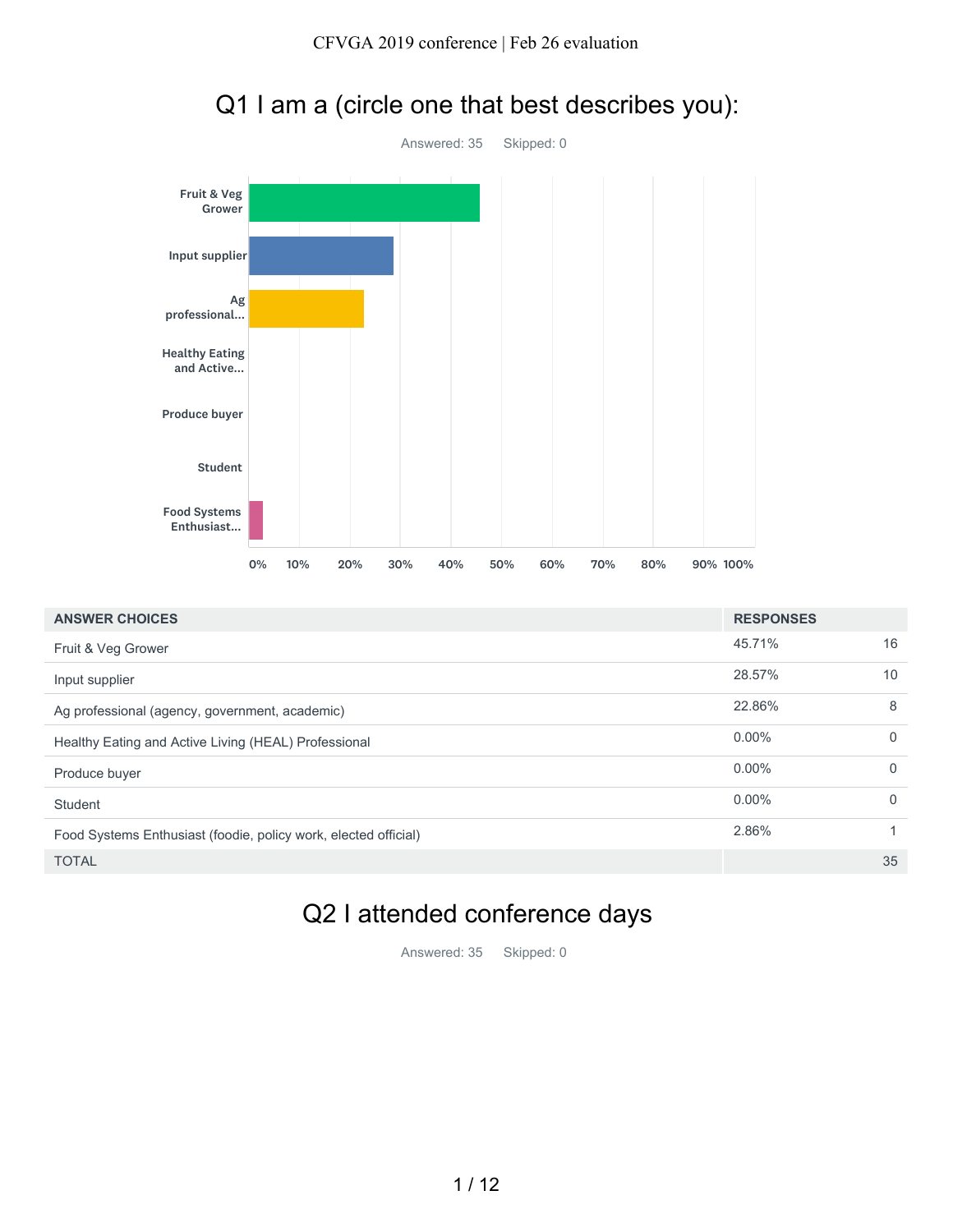## Q1 I am a (circle one that best describes you):

Answered: 35    Skipped: 0

| ANSWER CHOICES | RESPONSES | |
|---|---|---|
| Fruit & Veg Grower | 45.71% | 16 |
| Input supplier | 28.57% | 10 |
| Ag professional (agency, government, academic) | 22.86% | 8 |
| Healthy Eating and Active Living (HEAL) Professional | 0.00% | 0 |
| Produce buyer | 0.00% | 0 |
| Student | 0.00% | 0 |
| Food Systems Enthusiast (foodie, policy work, elected official) | 2.86% | 1 |
| TOTAL | | 35 |

## Q2 I attended conference days

Answered: 35    Skipped: 0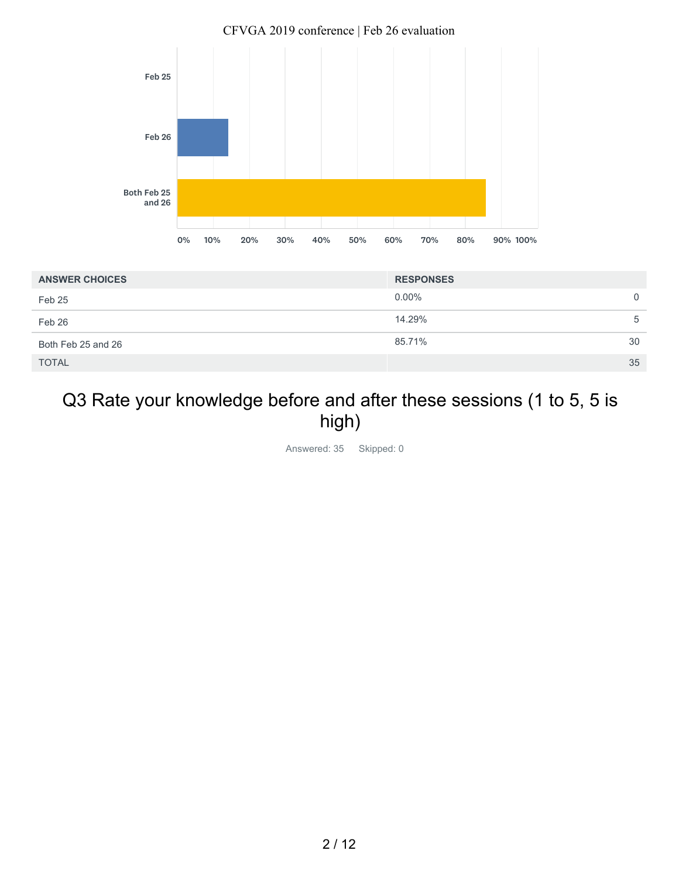| ANSWER CHOICES | RESPONSES | |
|---|---|---|
| Feb 25 | 0.00% | 0 |
| Feb 26 | 14.29% | 5 |
| Both Feb 25 and 26 | 85.71% | 30 |
| TOTAL | | 35 |

## Q3 Rate your knowledge before and after these sessions (1 to 5, 5 is high)

Answered: 35 Skipped: 0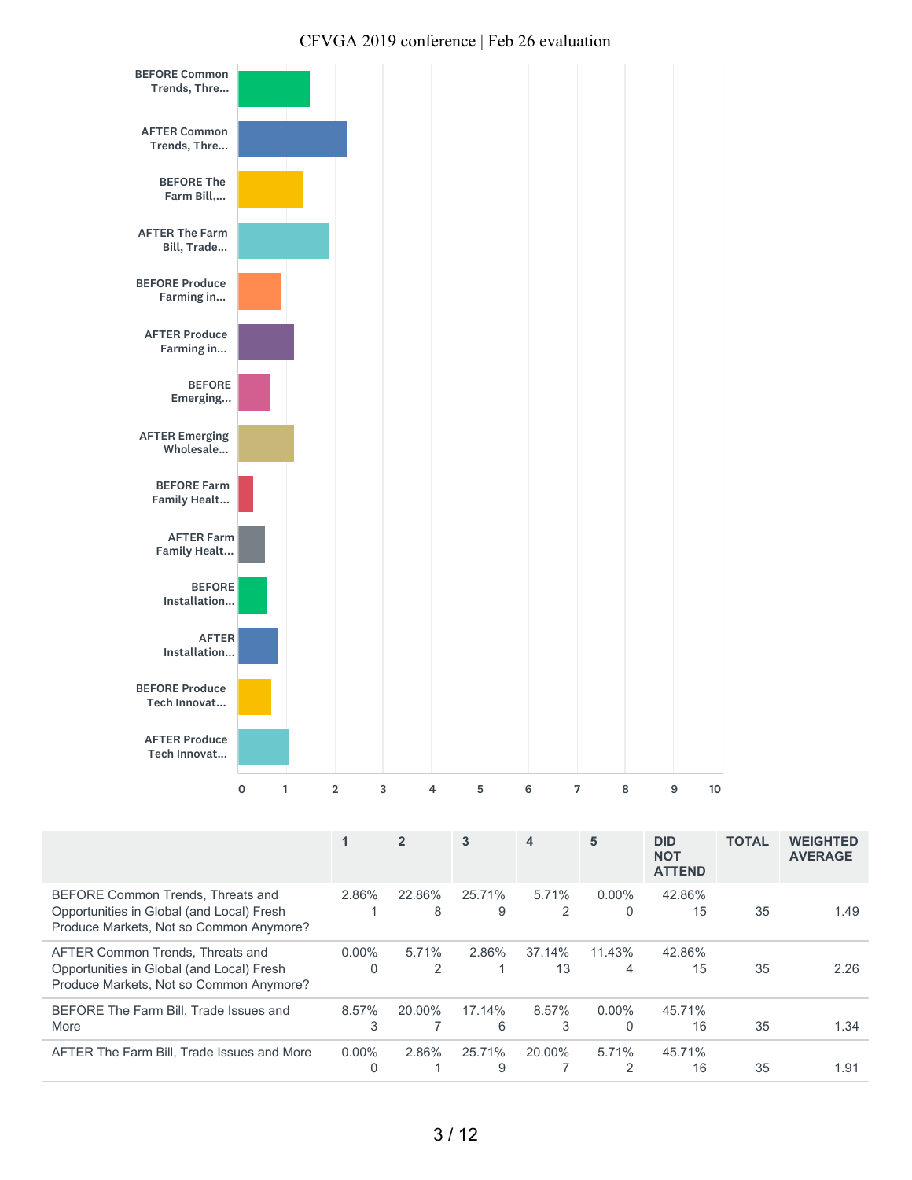| | 1 | 2 | 3 | 4 | 5 | DID NOT ATTEND | TOTAL | WEIGHTED AVERAGE |
|---|---|---|---|---|---|---|---|---|
| BEFORE Common Trends, Threats and Opportunities in Global (and Local) Fresh Produce Markets, Not so Common Anymore? | 2.86% 1 | 22.86% 8 | 25.71% 9 | 5.71% 2 | 0.00% 0 | 42.86% 15 | 35 | 1.49 |
| AFTER Common Trends, Threats and Opportunities in Global (and Local) Fresh Produce Markets, Not so Common Anymore? | 0.00% 0 | 5.71% 2 | 2.86% 1 | 37.14% 13 | 11.43% 4 | 42.86% 15 | 35 | 2.26 |
| BEFORE The Farm Bill, Trade Issues and More | 8.57% 3 | 20.00% 7 | 17.14% 6 | 8.57% 3 | 0.00% 0 | 45.71% 16 | 35 | 1.34 |
| AFTER The Farm Bill, Trade Issues and More | 0.00% 0 | 2.86% 1 | 25.71% 9 | 20.00% 7 | 5.71% 2 | 45.71% 16 | 35 | 1.91 |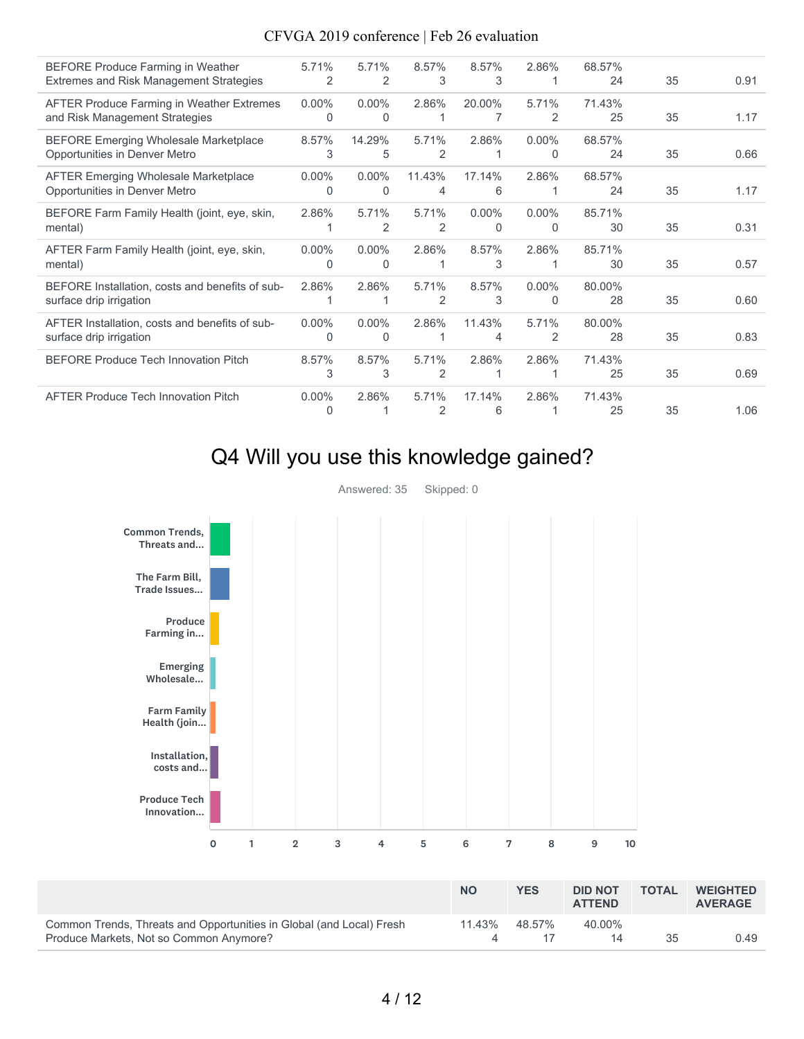| | | | | | | | | |
|---|---|---|---|---|---|---|---|---|
| BEFORE Produce Farming in Weather Extremes and Risk Management Strategies | 5.71% 2 | 5.71% 2 | 8.57% 3 | 8.57% 3 | 2.86% 1 | 68.57% 24 | 35 | 0.91 |
| AFTER Produce Farming in Weather Extremes and Risk Management Strategies | 0.00% 0 | 0.00% 0 | 2.86% 1 | 20.00% 7 | 5.71% 2 | 71.43% 25 | 35 | 1.17 |
| BEFORE Emerging Wholesale Marketplace Opportunities in Denver Metro | 8.57% 3 | 14.29% 5 | 5.71% 2 | 2.86% 1 | 0.00% 0 | 68.57% 24 | 35 | 0.66 |
| AFTER Emerging Wholesale Marketplace Opportunities in Denver Metro | 0.00% 0 | 0.00% 0 | 11.43% 4 | 17.14% 6 | 2.86% 1 | 68.57% 24 | 35 | 1.17 |
| BEFORE Farm Family Health (joint, eye, skin, mental) | 2.86% 1 | 5.71% 2 | 5.71% 2 | 0.00% 0 | 0.00% 0 | 85.71% 30 | 35 | 0.31 |
| AFTER Farm Family Health (joint, eye, skin, mental) | 0.00% 0 | 0.00% 0 | 2.86% 1 | 8.57% 3 | 2.86% 1 | 85.71% 30 | 35 | 0.57 |
| BEFORE Installation, costs and benefits of sub-surface drip irrigation | 2.86% 1 | 2.86% 1 | 5.71% 2 | 8.57% 3 | 0.00% 0 | 80.00% 28 | 35 | 0.60 |
| AFTER Installation, costs and benefits of sub-surface drip irrigation | 0.00% 0 | 0.00% 0 | 2.86% 1 | 11.43% 4 | 5.71% 2 | 80.00% 28 | 35 | 0.83 |
| BEFORE Produce Tech Innovation Pitch | 8.57% 3 | 8.57% 3 | 5.71% 2 | 2.86% 1 | 2.86% 1 | 71.43% 25 | 35 | 0.69 |
| AFTER Produce Tech Innovation Pitch | 0.00% 0 | 2.86% 1 | 5.71% 2 | 17.14% 6 | 2.86% 1 | 71.43% 25 | 35 | 1.06 |

## Q4 Will you use this knowledge gained?

Answered: 35 Skipped: 0

| | NO | YES | DID NOT ATTEND | TOTAL | WEIGHTED AVERAGE |
|---|---|---|---|---|---|
| Common Trends, Threats and Opportunities in Global (and Local) Fresh Produce Markets, Not so Common Anymore? | 11.43% 4 | 48.57% 17 | 40.00% 14 | 35 | 0.49 |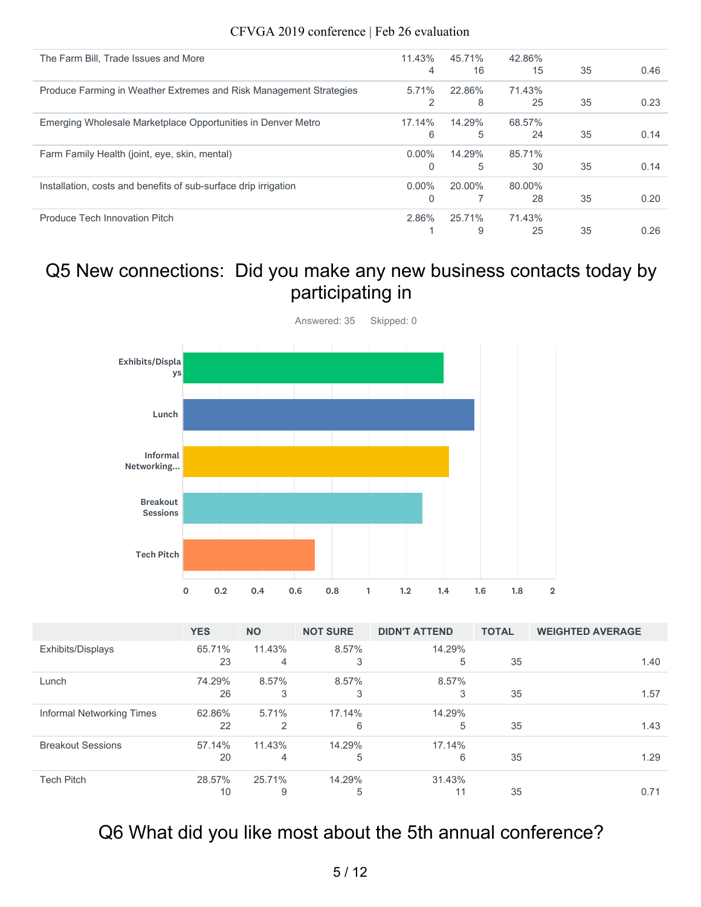| | | | | | |
|---|---|---|---|---|---|
| The Farm Bill, Trade Issues and More | 11.43%<br>4 | 45.71%<br>16 | 42.86%<br>15 | 35 | 0.46 |
| Produce Farming in Weather Extremes and Risk Management Strategies | 5.71%<br>2 | 22.86%<br>8 | 71.43%<br>25 | 35 | 0.23 |
| Emerging Wholesale Marketplace Opportunities in Denver Metro | 17.14%<br>6 | 14.29%<br>5 | 68.57%<br>24 | 35 | 0.14 |
| Farm Family Health (joint, eye, skin, mental) | 0.00%<br>0 | 14.29%<br>5 | 85.71%<br>30 | 35 | 0.14 |
| Installation, costs and benefits of sub-surface drip irrigation | 0.00%<br>0 | 20.00%<br>7 | 80.00%<br>28 | 35 | 0.20 |
| Produce Tech Innovation Pitch | 2.86%<br>1 | 25.71%<br>9 | 71.43%<br>25 | 35 | 0.26 |

## Q5 New connections: Did you make any new business contacts today by participating in

Answered: 35 Skipped: 0

| | YES | NO | NOT SURE | DIDN'T ATTEND | TOTAL | WEIGHTED AVERAGE |
|---|---|---|---|---|---|---|
| Exhibits/Displays | 65.71%<br>23 | 11.43%<br>4 | 8.57%<br>3 | 14.29%<br>5 | 35 | 1.40 |
| Lunch | 74.29%<br>26 | 8.57%<br>3 | 8.57%<br>3 | 8.57%<br>3 | 35 | 1.57 |
| Informal Networking Times | 62.86%<br>22 | 5.71%<br>2 | 17.14%<br>6 | 14.29%<br>5 | 35 | 1.43 |
| Breakout Sessions | 57.14%<br>20 | 11.43%<br>4 | 14.29%<br>5 | 17.14%<br>6 | 35 | 1.29 |
| Tech Pitch | 28.57%<br>10 | 25.71%<br>9 | 14.29%<br>5 | 31.43%<br>11 | 35 | 0.71 |

## Q6 What did you like most about the 5th annual conference?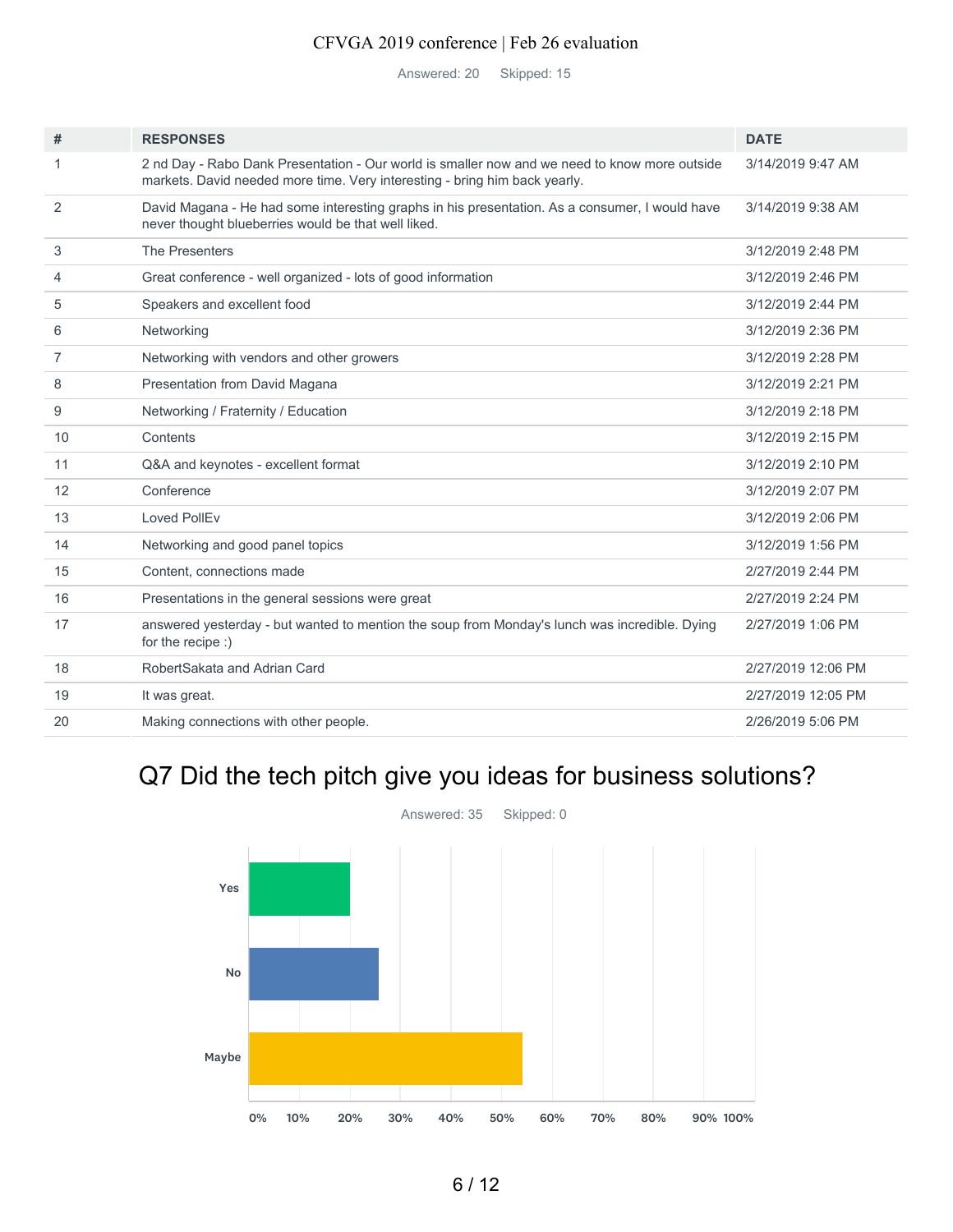CFVGA 2019 conference | Feb 26 evaluation

Answered: 20 Skipped: 15

| # | RESPONSES | DATE |
|---|---|---|
| 1 | 2 nd Day - Rabo Dank Presentation - Our world is smaller now and we need to know more outside markets. David needed more time. Very interesting - bring him back yearly. | 3/14/2019 9:47 AM |
| 2 | David Magana - He had some interesting graphs in his presentation. As a consumer, I would have never thought blueberries would be that well liked. | 3/14/2019 9:38 AM |
| 3 | The Presenters | 3/12/2019 2:48 PM |
| 4 | Great conference - well organized - lots of good information | 3/12/2019 2:46 PM |
| 5 | Speakers and excellent food | 3/12/2019 2:44 PM |
| 6 | Networking | 3/12/2019 2:36 PM |
| 7 | Networking with vendors and other growers | 3/12/2019 2:28 PM |
| 8 | Presentation from David Magana | 3/12/2019 2:21 PM |
| 9 | Networking / Fraternity / Education | 3/12/2019 2:18 PM |
| 10 | Contents | 3/12/2019 2:15 PM |
| 11 | Q&A and keynotes - excellent format | 3/12/2019 2:10 PM |
| 12 | Conference | 3/12/2019 2:07 PM |
| 13 | Loved PollEv | 3/12/2019 2:06 PM |
| 14 | Networking and good panel topics | 3/12/2019 1:56 PM |
| 15 | Content, connections made | 2/27/2019 2:44 PM |
| 16 | Presentations in the general sessions were great | 2/27/2019 2:24 PM |
| 17 | answered yesterday - but wanted to mention the soup from Monday's lunch was incredible. Dying for the recipe :) | 2/27/2019 1:06 PM |
| 18 | RobertSakata and Adrian Card | 2/27/2019 12:06 PM |
| 19 | It was great. | 2/27/2019 12:05 PM |
| 20 | Making connections with other people. | 2/26/2019 5:06 PM |

## Q7 Did the tech pitch give you ideas for business solutions?

Answered: 35 Skipped: 0

| Answer | Approx. % |
|---|---|
| Yes | 20% |
| No | 26% |
| Maybe | 54% |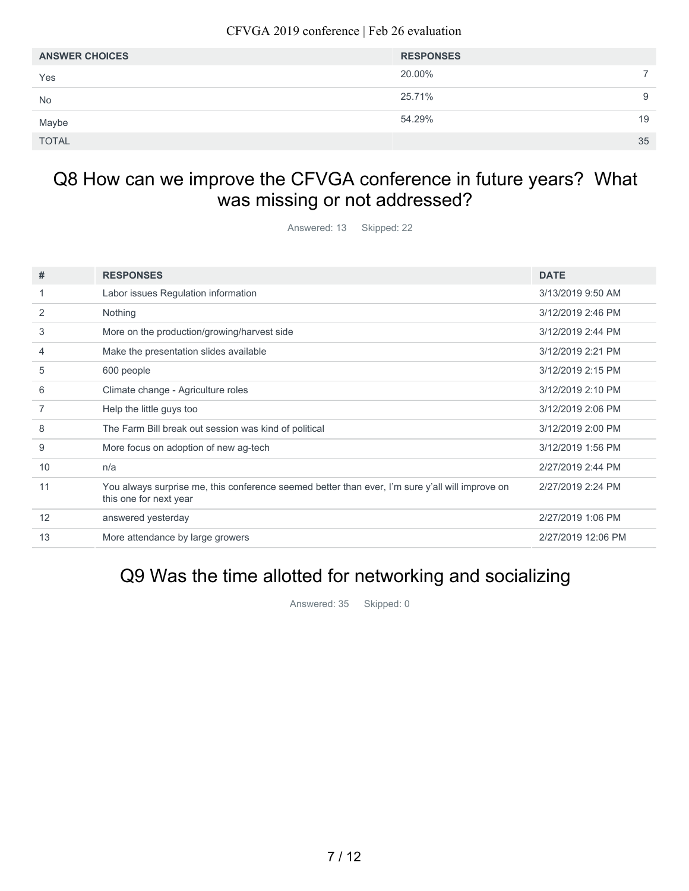| ANSWER CHOICES | RESPONSES | |
|---|---|---|
| Yes | 20.00% | 7 |
| No | 25.71% | 9 |
| Maybe | 54.29% | 19 |
| TOTAL | | 35 |

## Q8 How can we improve the CFVGA conference in future years? What was missing or not addressed?

Answered: 13 Skipped: 22

| # | RESPONSES | DATE |
|---|---|---|
| 1 | Labor issues Regulation information | 3/13/2019 9:50 AM |
| 2 | Nothing | 3/12/2019 2:46 PM |
| 3 | More on the production/growing/harvest side | 3/12/2019 2:44 PM |
| 4 | Make the presentation slides available | 3/12/2019 2:21 PM |
| 5 | 600 people | 3/12/2019 2:15 PM |
| 6 | Climate change - Agriculture roles | 3/12/2019 2:10 PM |
| 7 | Help the little guys too | 3/12/2019 2:06 PM |
| 8 | The Farm Bill break out session was kind of political | 3/12/2019 2:00 PM |
| 9 | More focus on adoption of new ag-tech | 3/12/2019 1:56 PM |
| 10 | n/a | 2/27/2019 2:44 PM |
| 11 | You always surprise me, this conference seemed better than ever, I'm sure y'all will improve on this one for next year | 2/27/2019 2:24 PM |
| 12 | answered yesterday | 2/27/2019 1:06 PM |
| 13 | More attendance by large growers | 2/27/2019 12:06 PM |

## Q9 Was the time allotted for networking and socializing

Answered: 35 Skipped: 0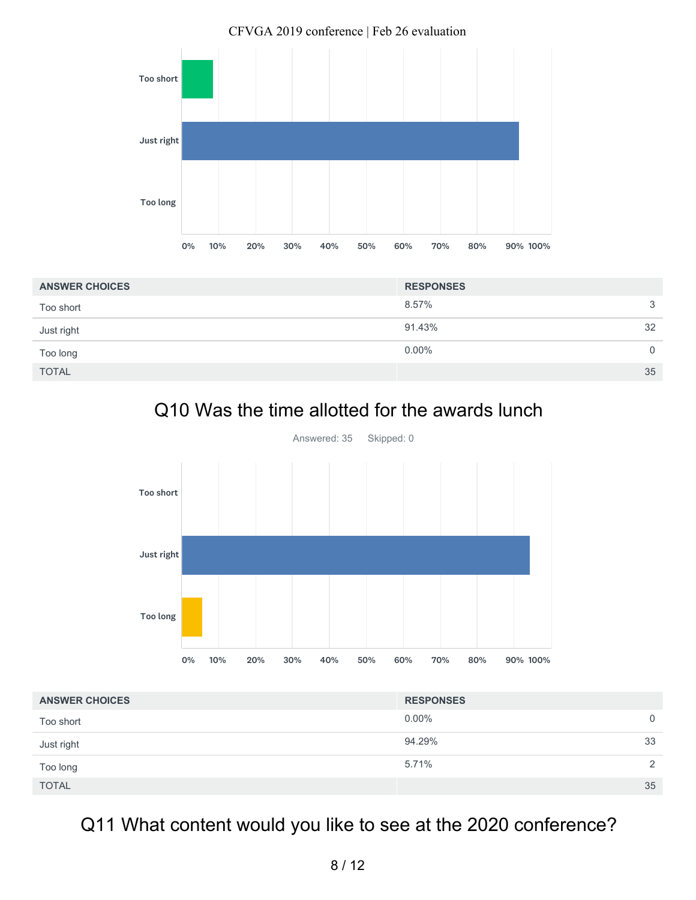| ANSWER CHOICES | RESPONSES | |
|---|---|---|
| Too short | 8.57% | 3 |
| Just right | 91.43% | 32 |
| Too long | 0.00% | 0 |
| TOTAL | | 35 |

## Q10 Was the time allotted for the awards lunch

Answered: 35 Skipped: 0

| ANSWER CHOICES | RESPONSES | |
|---|---|---|
| Too short | 0.00% | 0 |
| Just right | 94.29% | 33 |
| Too long | 5.71% | 2 |
| TOTAL | | 35 |

## Q11 What content would you like to see at the 2020 conference?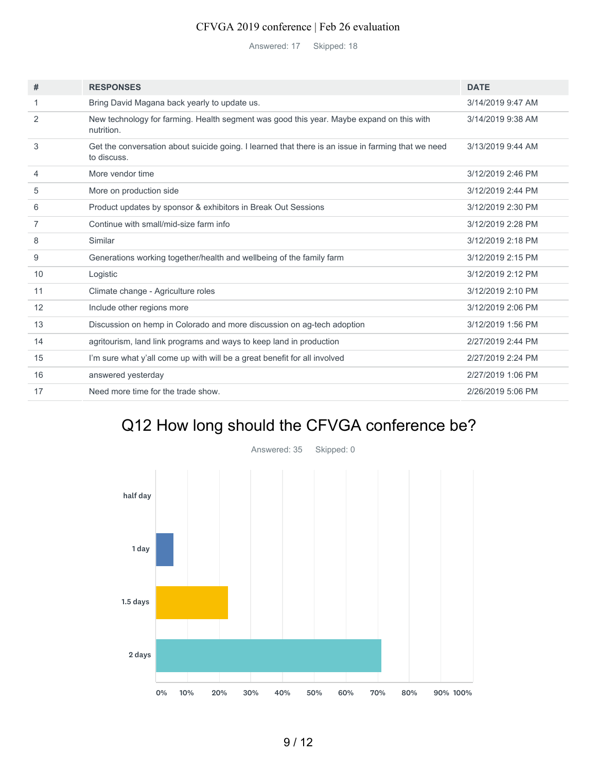CFVGA 2019 conference | Feb 26 evaluation

Answered: 17 Skipped: 18

| # | RESPONSES | DATE |
|---|---|---|
| 1 | Bring David Magana back yearly to update us. | 3/14/2019 9:47 AM |
| 2 | New technology for farming. Health segment was good this year. Maybe expand on this with nutrition. | 3/14/2019 9:38 AM |
| 3 | Get the conversation about suicide going. I learned that there is an issue in farming that we need to discuss. | 3/13/2019 9:44 AM |
| 4 | More vendor time | 3/12/2019 2:46 PM |
| 5 | More on production side | 3/12/2019 2:44 PM |
| 6 | Product updates by sponsor & exhibitors in Break Out Sessions | 3/12/2019 2:30 PM |
| 7 | Continue with small/mid-size farm info | 3/12/2019 2:28 PM |
| 8 | Similar | 3/12/2019 2:18 PM |
| 9 | Generations working together/health and wellbeing of the family farm | 3/12/2019 2:15 PM |
| 10 | Logistic | 3/12/2019 2:12 PM |
| 11 | Climate change - Agriculture roles | 3/12/2019 2:10 PM |
| 12 | Include other regions more | 3/12/2019 2:06 PM |
| 13 | Discussion on hemp in Colorado and more discussion on ag-tech adoption | 3/12/2019 1:56 PM |
| 14 | agritourism, land link programs and ways to keep land in production | 2/27/2019 2:44 PM |
| 15 | I'm sure what y'all come up with will be a great benefit for all involved | 2/27/2019 2:24 PM |
| 16 | answered yesterday | 2/27/2019 1:06 PM |
| 17 | Need more time for the trade show. | 2/26/2019 5:06 PM |

## Q12 How long should the CFVGA conference be?

Answered: 35 Skipped: 0

half day

1 day

1.5 days

2 days

0% 10% 20% 30% 40% 50% 60% 70% 80% 90% 100%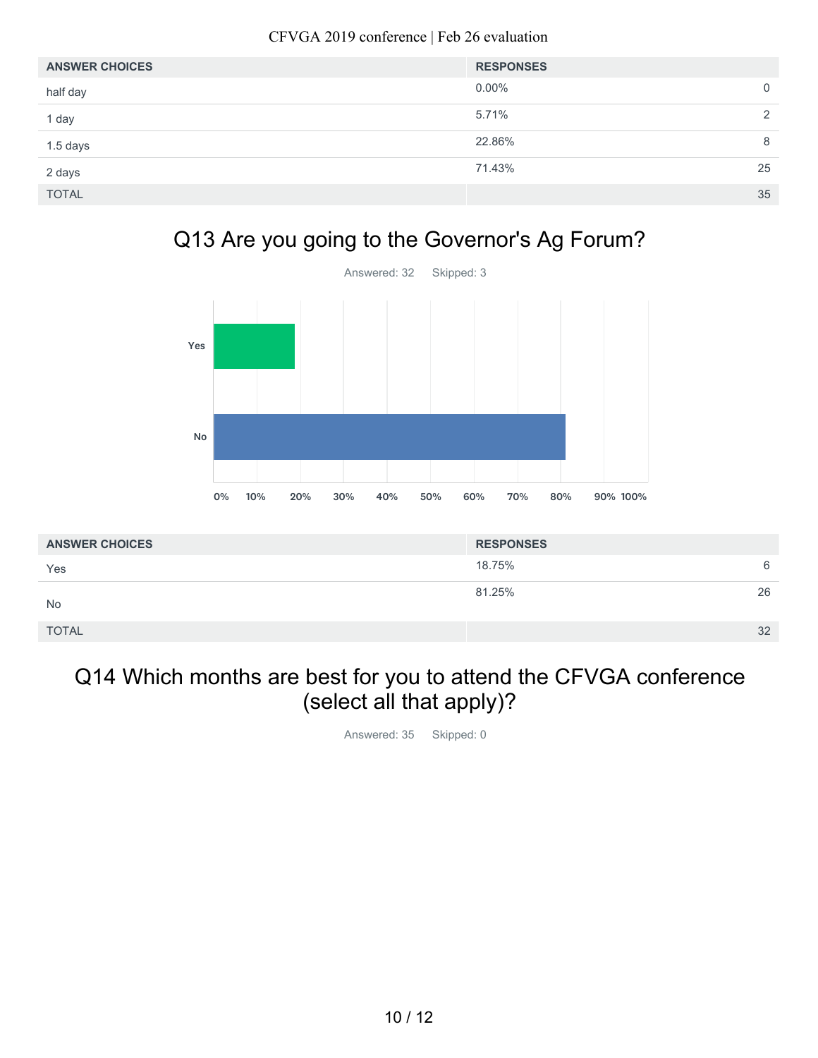| ANSWER CHOICES | RESPONSES | |
|---|---|---|
| half day | 0.00% | 0 |
| 1 day | 5.71% | 2 |
| 1.5 days | 22.86% | 8 |
| 2 days | 71.43% | 25 |
| TOTAL | | 35 |

## Q13 Are you going to the Governor's Ag Forum?

Answered: 32 Skipped: 3

| ANSWER CHOICES | RESPONSES | |
|---|---|---|
| Yes | 18.75% | 6 |
| No | 81.25% | 26 |
| TOTAL | | 32 |

## Q14 Which months are best for you to attend the CFVGA conference (select all that apply)?

Answered: 35 Skipped: 0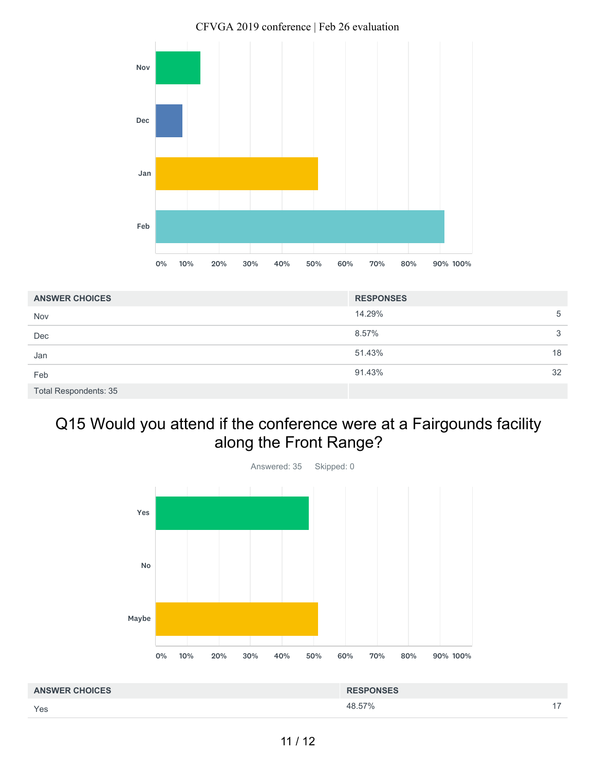| ANSWER CHOICES | RESPONSES | |
|---|---|---|
| Nov | 14.29% | 5 |
| Dec | 8.57% | 3 |
| Jan | 51.43% | 18 |
| Feb | 91.43% | 32 |
| Total Respondents: 35 | | |

## Q15 Would you attend if the conference were at a Fairgounds facility along the Front Range?

Answered: 35 Skipped: 0

| ANSWER CHOICES | RESPONSES | |
|---|---|---|
| Yes | 48.57% | 17 |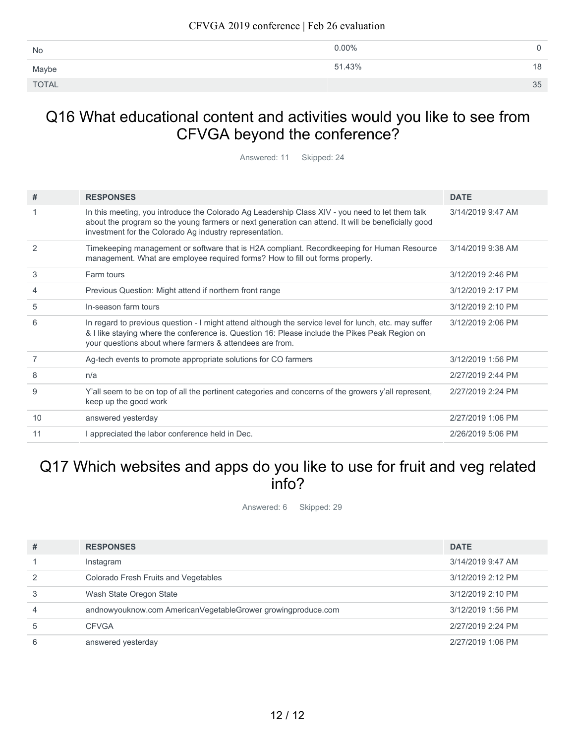| | | |
|---|---|---|
| No | 0.00% | 0 |
| Maybe | 51.43% | 18 |
| TOTAL | | 35 |

## Q16 What educational content and activities would you like to see from CFVGA beyond the conference?

Answered: 11 Skipped: 24

| # | RESPONSES | DATE |
|---|---|---|
| 1 | In this meeting, you introduce the Colorado Ag Leadership Class XIV - you need to let them talk about the program so the young farmers or next generation can attend. It will be beneficially good investment for the Colorado Ag industry representation. | 3/14/2019 9:47 AM |
| 2 | Timekeeping management or software that is H2A compliant. Recordkeeping for Human Resource management. What are employee required forms? How to fill out forms properly. | 3/14/2019 9:38 AM |
| 3 | Farm tours | 3/12/2019 2:46 PM |
| 4 | Previous Question: Might attend if northern front range | 3/12/2019 2:17 PM |
| 5 | In-season farm tours | 3/12/2019 2:10 PM |
| 6 | In regard to previous question - I might attend although the service level for lunch, etc. may suffer & I like staying where the conference is. Question 16: Please include the Pikes Peak Region on your questions about where farmers & attendees are from. | 3/12/2019 2:06 PM |
| 7 | Ag-tech events to promote appropriate solutions for CO farmers | 3/12/2019 1:56 PM |
| 8 | n/a | 2/27/2019 2:44 PM |
| 9 | Y'all seem to be on top of all the pertinent categories and concerns of the growers y'all represent, keep up the good work | 2/27/2019 2:24 PM |
| 10 | answered yesterday | 2/27/2019 1:06 PM |
| 11 | I appreciated the labor conference held in Dec. | 2/26/2019 5:06 PM |

## Q17 Which websites and apps do you like to use for fruit and veg related info?

Answered: 6 Skipped: 29

| # | RESPONSES | DATE |
|---|---|---|
| 1 | Instagram | 3/14/2019 9:47 AM |
| 2 | Colorado Fresh Fruits and Vegetables | 3/12/2019 2:12 PM |
| 3 | Wash State Oregon State | 3/12/2019 2:10 PM |
| 4 | andnowyouknow.com AmericanVegetableGrower growingproduce.com | 3/12/2019 1:56 PM |
| 5 | CFVGA | 2/27/2019 2:24 PM |
| 6 | answered yesterday | 2/27/2019 1:06 PM |